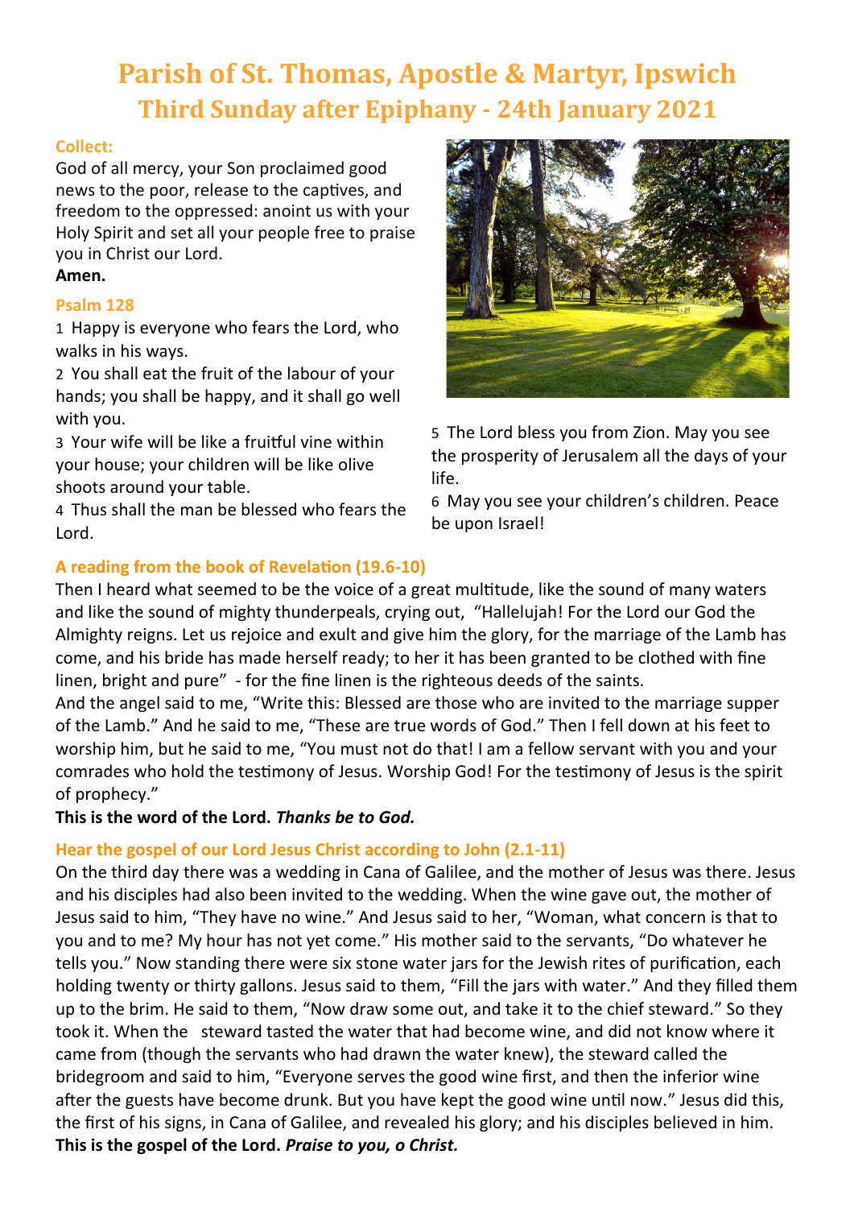# Parish of St. Thomas, Apostle & Martyr, Ipswich

## Third Sunday after Epiphany - 24th January 2021

### Collect:

God of all mercy, your Son proclaimed good news to the poor, release to the captives, and freedom to the oppressed: anoint us with your Holy Spirit and set all your people free to praise you in Christ our Lord.

**Amen.**

### Psalm 128

1 Happy is everyone who fears the Lord, who walks in his ways.

2 You shall eat the fruit of the labour of your hands; you shall be happy, and it shall go well with you.

3 Your wife will be like a fruitful vine within your house; your children will be like olive shoots around your table.

4 Thus shall the man be blessed who fears the Lord.

5 The Lord bless you from Zion. May you see the prosperity of Jerusalem all the days of your life.

6 May you see your children's children. Peace be upon Israel!

### A reading from the book of Revelation (19.6-10)

Then I heard what seemed to be the voice of a great multitude, like the sound of many waters and like the sound of mighty thunderpeals, crying out, "Hallelujah! For the Lord our God the Almighty reigns. Let us rejoice and exult and give him the glory, for the marriage of the Lamb has come, and his bride has made herself ready; to her it has been granted to be clothed with fine linen, bright and pure" - for the fine linen is the righteous deeds of the saints.

And the angel said to me, "Write this: Blessed are those who are invited to the marriage supper of the Lamb." And he said to me, "These are true words of God." Then I fell down at his feet to worship him, but he said to me, "You must not do that! I am a fellow servant with you and your comrades who hold the testimony of Jesus. Worship God! For the testimony of Jesus is the spirit of prophecy."

**This is the word of the Lord. *Thanks be to God.***

### Hear the gospel of our Lord Jesus Christ according to John (2.1-11)

On the third day there was a wedding in Cana of Galilee, and the mother of Jesus was there. Jesus and his disciples had also been invited to the wedding. When the wine gave out, the mother of Jesus said to him, "They have no wine." And Jesus said to her, "Woman, what concern is that to you and to me? My hour has not yet come." His mother said to the servants, "Do whatever he tells you." Now standing there were six stone water jars for the Jewish rites of purification, each holding twenty or thirty gallons. Jesus said to them, "Fill the jars with water." And they filled them up to the brim. He said to them, "Now draw some out, and take it to the chief steward." So they took it. When the steward tasted the water that had become wine, and did not know where it came from (though the servants who had drawn the water knew), the steward called the bridegroom and said to him, "Everyone serves the good wine first, and then the inferior wine after the guests have become drunk. But you have kept the good wine until now." Jesus did this, the first of his signs, in Cana of Galilee, and revealed his glory; and his disciples believed in him.

**This is the gospel of the Lord. *Praise to you, o Christ.***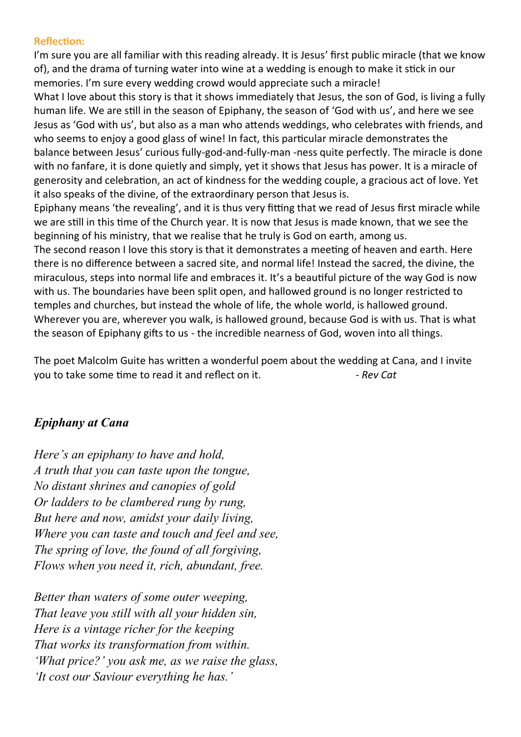**Reflection:**

I'm sure you are all familiar with this reading already. It is Jesus' first public miracle (that we know of), and the drama of turning water into wine at a wedding is enough to make it stick in our memories. I'm sure every wedding crowd would appreciate such a miracle!

What I love about this story is that it shows immediately that Jesus, the son of God, is living a fully human life. We are still in the season of Epiphany, the season of 'God with us', and here we see Jesus as 'God with us', but also as a man who attends weddings, who celebrates with friends, and who seems to enjoy a good glass of wine! In fact, this particular miracle demonstrates the balance between Jesus' curious fully-god-and-fully-man -ness quite perfectly. The miracle is done with no fanfare, it is done quietly and simply, yet it shows that Jesus has power. It is a miracle of generosity and celebration, an act of kindness for the wedding couple, a gracious act of love. Yet it also speaks of the divine, of the extraordinary person that Jesus is.

Epiphany means 'the revealing', and it is thus very fitting that we read of Jesus first miracle while we are still in this time of the Church year. It is now that Jesus is made known, that we see the beginning of his ministry, that we realise that he truly is God on earth, among us.

The second reason I love this story is that it demonstrates a meeting of heaven and earth. Here there is no difference between a sacred site, and normal life! Instead the sacred, the divine, the miraculous, steps into normal life and embraces it. It's a beautiful picture of the way God is now with us. The boundaries have been split open, and hallowed ground is no longer restricted to temples and churches, but instead the whole of life, the whole world, is hallowed ground. Wherever you are, wherever you walk, is hallowed ground, because God is with us. That is what the season of Epiphany gifts to us - the incredible nearness of God, woven into all things.

The poet Malcolm Guite has written a wonderful poem about the wedding at Cana, and I invite you to take some time to read it and reflect on it. *- Rev Cat*

## *Epiphany at Cana*

*Here's an epiphany to have and hold,*
*A truth that you can taste upon the tongue,*
*No distant shrines and canopies of gold*
*Or ladders to be clambered rung by rung,*
*But here and now, amidst your daily living,*
*Where you can taste and touch and feel and see,*
*The spring of love, the found of all forgiving,*
*Flows when you need it, rich, abundant, free.*

*Better than waters of some outer weeping,*
*That leave you still with all your hidden sin,*
*Here is a vintage richer for the keeping*
*That works its transformation from within.*
*'What price?' you ask me, as we raise the glass,*
*'It cost our Saviour everything he has.'*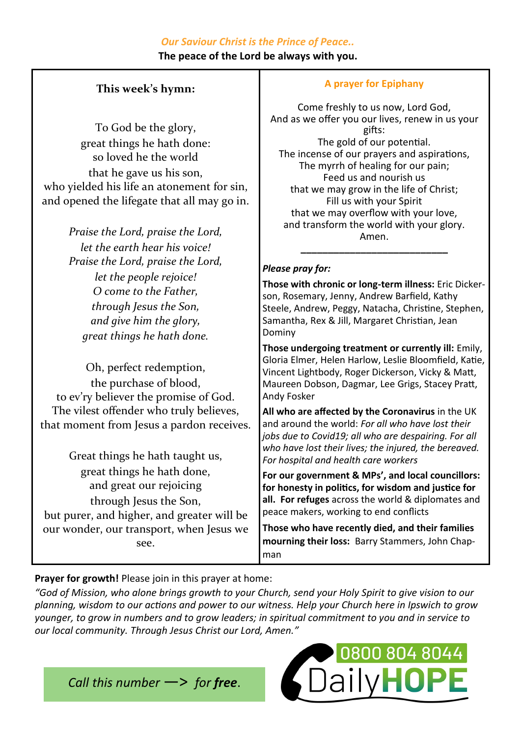*Our Saviour Christ is the Prince of Peace..*

**The peace of the Lord be always with you.**

## This week's hymn:

To God be the glory,
great things he hath done:
so loved he the world
that he gave us his son,
who yielded his life an atonement for sin,
and opened the lifegate that all may go in.

*Praise the Lord, praise the Lord,*
*let the earth hear his voice!*
*Praise the Lord, praise the Lord,*
*let the people rejoice!*
*O come to the Father,*
*through Jesus the Son,*
*and give him the glory,*
*great things he hath done.*

Oh, perfect redemption,
the purchase of blood,
to ev'ry believer the promise of God.
The vilest offender who truly believes,
that moment from Jesus a pardon receives.

Great things he hath taught us,
great things he hath done,
and great our rejoicing
through Jesus the Son,
but purer, and higher, and greater will be
our wonder, our transport, when Jesus we see.

## A prayer for Epiphany

Come freshly to us now, Lord God,
And as we offer you our lives, renew in us your gifts:
The gold of our potential.
The incense of our prayers and aspirations,
The myrrh of healing for our pain;
Feed us and nourish us
that we may grow in the life of Christ;
Fill us with your Spirit
that we may overflow with your love,
and transform the world with your glory.
Amen.

---

***Please pray for:***

**Those with chronic or long-term illness:** Eric Dickerson, Rosemary, Jenny, Andrew Barfield, Kathy Steele, Andrew, Peggy, Natacha, Christine, Stephen, Samantha, Rex & Jill, Margaret Christian, Jean Dominy

**Those undergoing treatment or currently ill:** Emily, Gloria Elmer, Helen Harlow, Leslie Bloomfield, Katie, Vincent Lightbody, Roger Dickerson, Vicky & Matt, Maureen Dobson, Dagmar, Lee Grigs, Stacey Pratt, Andy Fosker

**All who are affected by the Coronavirus** in the UK and around the world: *For all who have lost their jobs due to Covid19; all who are despairing. For all who have lost their lives; the injured, the bereaved. For hospital and health care workers*

**For our government & MPs', and local councillors: for honesty in politics, for wisdom and justice for all. For refuges** across the world & diplomates and peace makers, working to end conflicts

**Those who have recently died, and their families mourning their loss:** Barry Stammers, John Chapman

**Prayer for growth!** Please join in this prayer at home:

*"God of Mission, who alone brings growth to your Church, send your Holy Spirit to give vision to our planning, wisdom to our actions and power to our witness. Help your Church here in Ipswich to grow younger, to grow in numbers and to grow leaders; in spiritual commitment to you and in service to our local community. Through Jesus Christ our Lord, Amen."*

*Call this number —> for **free**.*

0800 804 8044 Daily**HOPE**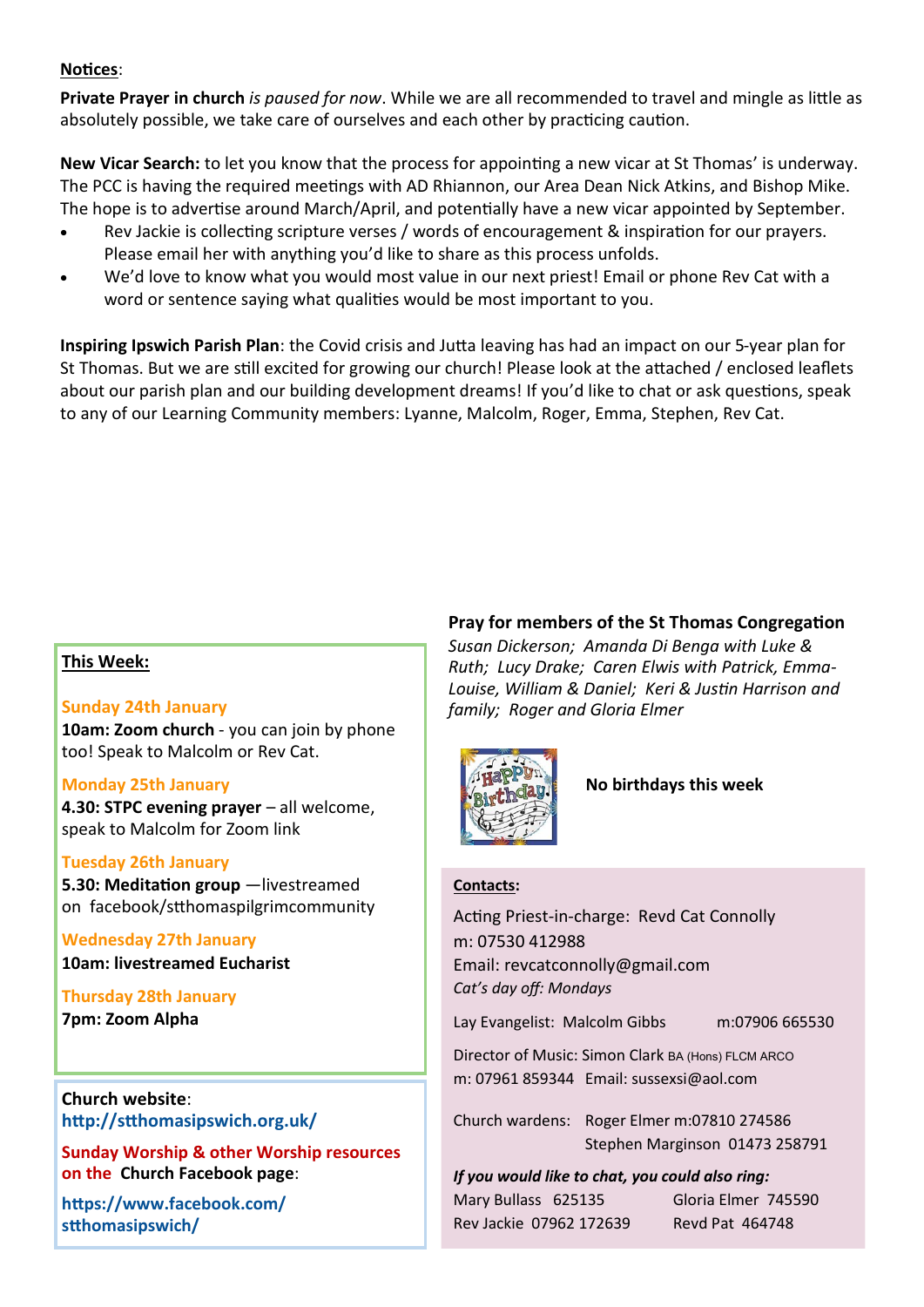**Notices**:

**Private Prayer in church** *is paused for now*. While we are all recommended to travel and mingle as little as absolutely possible, we take care of ourselves and each other by practicing caution.

**New Vicar Search:** to let you know that the process for appointing a new vicar at St Thomas' is underway. The PCC is having the required meetings with AD Rhiannon, our Area Dean Nick Atkins, and Bishop Mike. The hope is to advertise around March/April, and potentially have a new vicar appointed by September.

- Rev Jackie is collecting scripture verses / words of encouragement & inspiration for our prayers. Please email her with anything you'd like to share as this process unfolds.
- We'd love to know what you would most value in our next priest! Email or phone Rev Cat with a word or sentence saying what qualities would be most important to you.

**Inspiring Ipswich Parish Plan**: the Covid crisis and Jutta leaving has had an impact on our 5-year plan for St Thomas. But we are still excited for growing our church! Please look at the attached / enclosed leaflets about our parish plan and our building development dreams! If you'd like to chat or ask questions, speak to any of our Learning Community members: Lyanne, Malcolm, Roger, Emma, Stephen, Rev Cat.

**This Week:**

**Sunday 24th January**
**10am: Zoom church** - you can join by phone too! Speak to Malcolm or Rev Cat.

**Monday 25th January**
**4.30: STPC evening prayer** – all welcome, speak to Malcolm for Zoom link

**Tuesday 26th January**
**5.30: Meditation group** —livestreamed on facebook/stthomaspilgrimcommunity

**Wednesday 27th January**
**10am: livestreamed Eucharist**

**Thursday 28th January**
**7pm: Zoom Alpha**

**Church website**:
**http://stthomasipswich.org.uk/**

**Sunday Worship & other Worship resources on the Church Facebook page**:

**https://www.facebook.com/stthomasipswich/**

**Pray for members of the St Thomas Congregation**

*Susan Dickerson; Amanda Di Benga with Luke & Ruth; Lucy Drake; Caren Elwis with Patrick, Emma-Louise, William & Daniel; Keri & Justin Harrison and family; Roger and Gloria Elmer*

**No birthdays this week**

**Contacts:**

Acting Priest-in-charge: Revd Cat Connolly
m: 07530 412988
Email: revcatconnolly@gmail.com
*Cat's day off: Mondays*

Lay Evangelist: Malcolm Gibbs m:07906 665530

Director of Music: Simon Clark BA (Hons) FLCM ARCO
m: 07961 859344 Email: sussexsi@aol.com

Church wardens: Roger Elmer m:07810 274586
Stephen Marginson 01473 258791

***If you would like to chat, you could also ring:***
Mary Bullass 625135 — Gloria Elmer 745590
Rev Jackie 07962 172639 — Revd Pat 464748